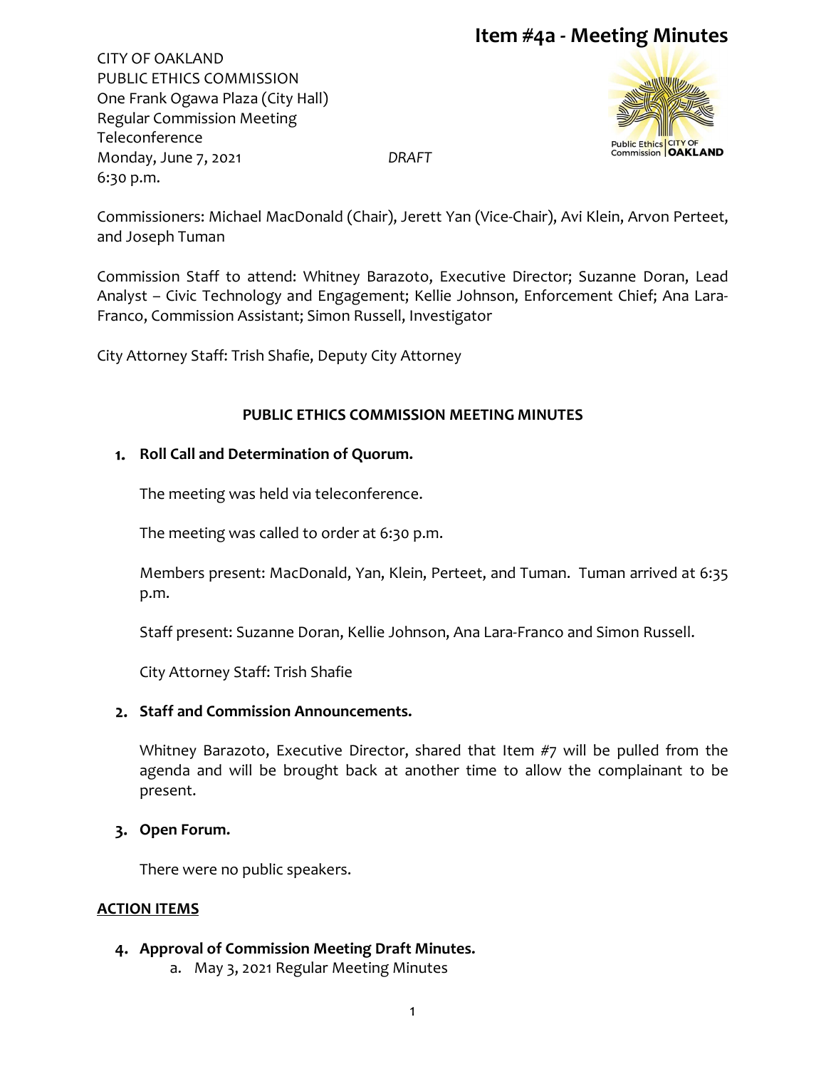# Item #4a - Meeting Minutes

CITY OF OAKLAND
PUBLIC ETHICS COMMISSION
One Frank Ogawa Plaza (City Hall)
Regular Commission Meeting
Teleconference
Monday, June 7, 2021 *DRAFT*
6:30 p.m.

Commissioners: Michael MacDonald (Chair), Jerett Yan (Vice-Chair), Avi Klein, Arvon Perteet, and Joseph Tuman

Commission Staff to attend: Whitney Barazoto, Executive Director; Suzanne Doran, Lead Analyst – Civic Technology and Engagement; Kellie Johnson, Enforcement Chief; Ana Lara-Franco, Commission Assistant; Simon Russell, Investigator

City Attorney Staff: Trish Shafie, Deputy City Attorney

## PUBLIC ETHICS COMMISSION MEETING MINUTES

1. **Roll Call and Determination of Quorum.**

   The meeting was held via teleconference.

   The meeting was called to order at 6:30 p.m.

   Members present: MacDonald, Yan, Klein, Perteet, and Tuman. Tuman arrived at 6:35 p.m.

   Staff present: Suzanne Doran, Kellie Johnson, Ana Lara-Franco and Simon Russell.

   City Attorney Staff: Trish Shafie

2. **Staff and Commission Announcements.**

   Whitney Barazoto, Executive Director, shared that Item #7 will be pulled from the agenda and will be brought back at another time to allow the complainant to be present.

3. **Open Forum.**

   There were no public speakers.

**ACTION ITEMS**

4. **Approval of Commission Meeting Draft Minutes.**
   a. May 3, 2021 Regular Meeting Minutes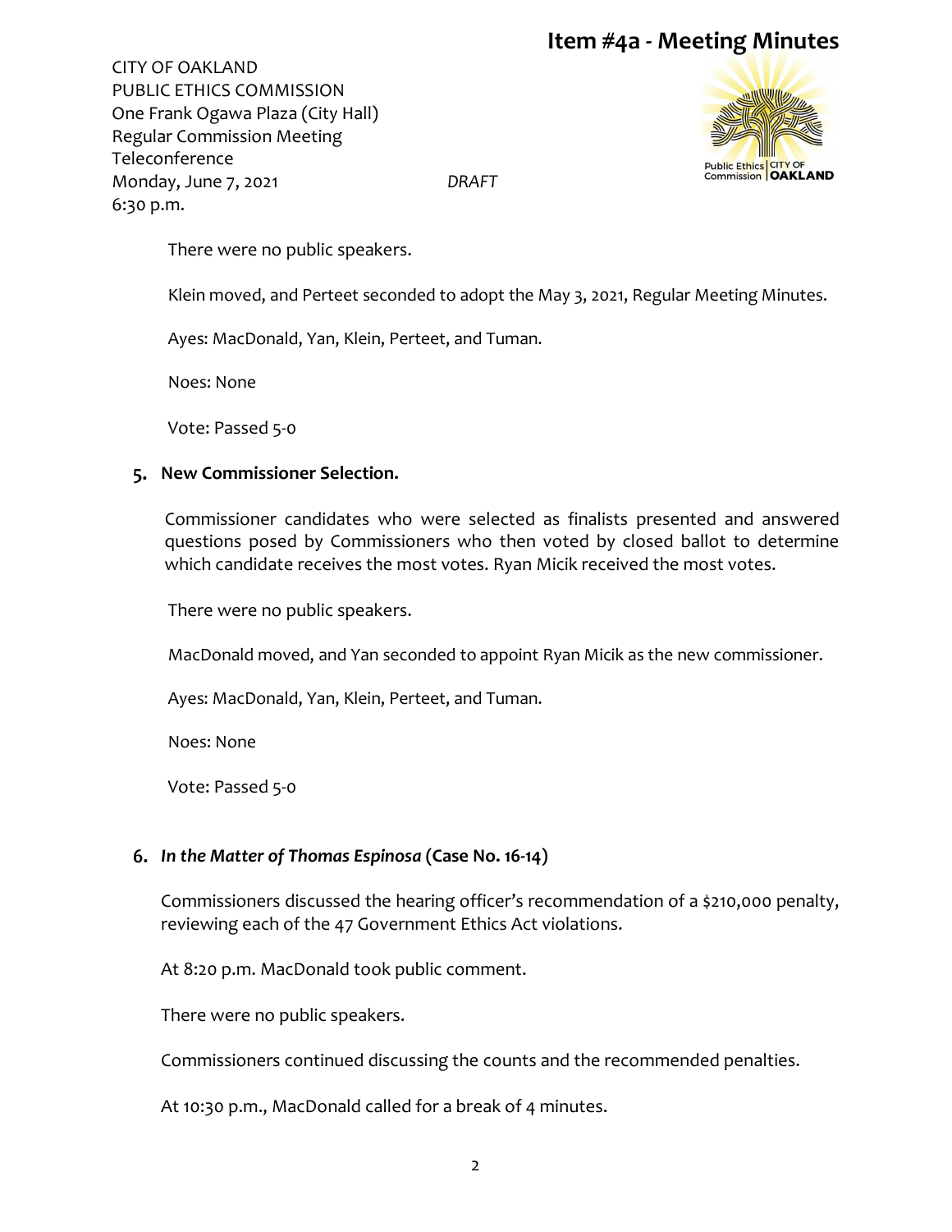There were no public speakers.

Klein moved, and Perteet seconded to adopt the May 3, 2021, Regular Meeting Minutes.

Ayes: MacDonald, Yan, Klein, Perteet, and Tuman.

Noes: None

Vote: Passed 5-0

**5. New Commissioner Selection.**

Commissioner candidates who were selected as finalists presented and answered questions posed by Commissioners who then voted by closed ballot to determine which candidate receives the most votes. Ryan Micik received the most votes.

There were no public speakers.

MacDonald moved, and Yan seconded to appoint Ryan Micik as the new commissioner.

Ayes: MacDonald, Yan, Klein, Perteet, and Tuman.

Noes: None

Vote: Passed 5-0

**6. *In the Matter of Thomas Espinosa* (Case No. 16-14)**

Commissioners discussed the hearing officer's recommendation of a $210,000 penalty, reviewing each of the 47 Government Ethics Act violations.

At 8:20 p.m. MacDonald took public comment.

There were no public speakers.

Commissioners continued discussing the counts and the recommended penalties.

At 10:30 p.m., MacDonald called for a break of 4 minutes.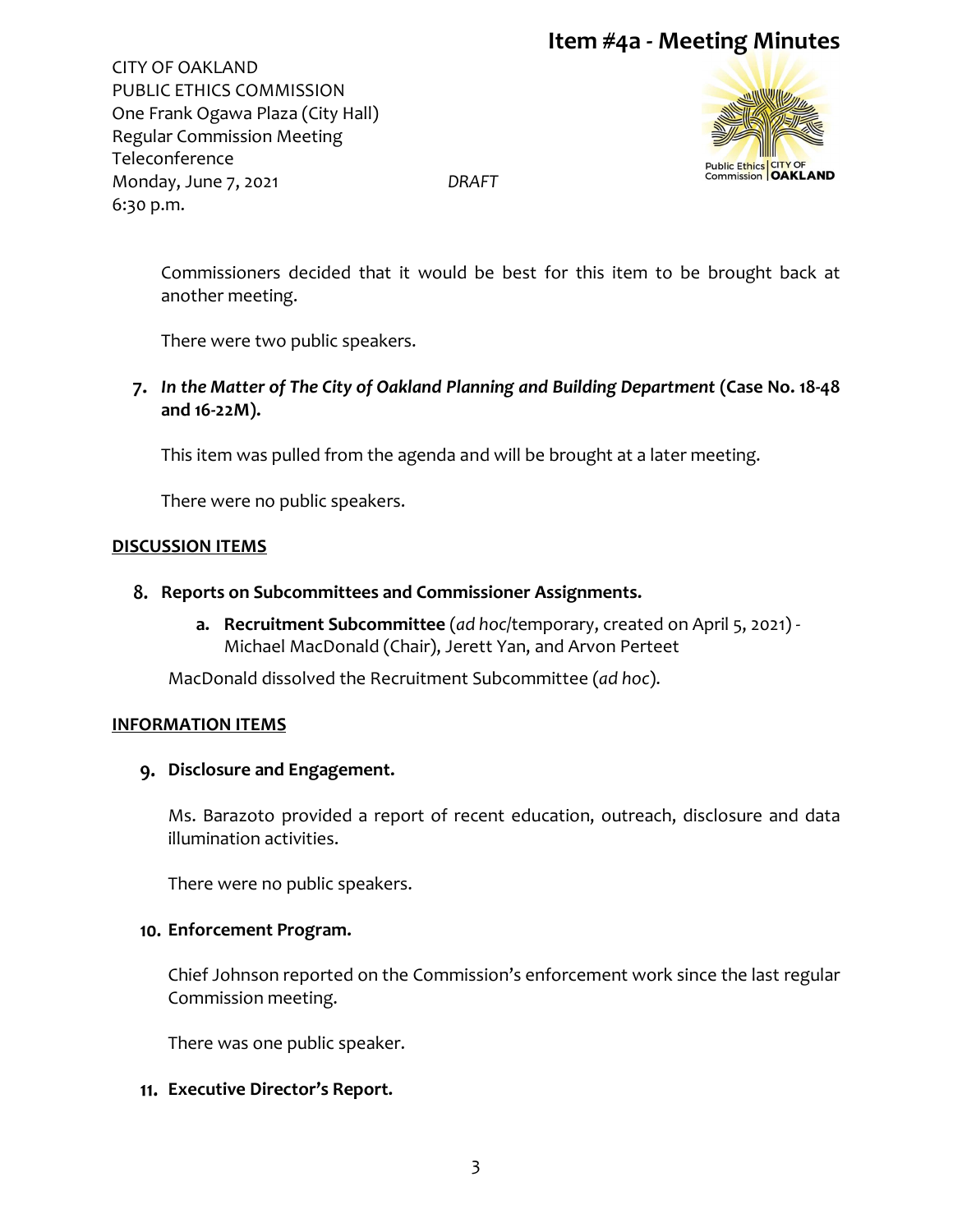Commissioners decided that it would be best for this item to be brought back at another meeting.

There were two public speakers.

7. ***In the Matter of The City of Oakland Planning and Building Department*** **(Case No. 18-48 and 16-22M).**

This item was pulled from the agenda and will be brought at a later meeting.

There were no public speakers.

**DISCUSSION ITEMS**

8. **Reports on Subcommittees and Commissioner Assignments.**

   a. **Recruitment Subcommittee** (*ad hoc*/temporary, created on April 5, 2021) - Michael MacDonald (Chair), Jerett Yan, and Arvon Perteet

MacDonald dissolved the Recruitment Subcommittee (*ad hoc*).

**INFORMATION ITEMS**

9. **Disclosure and Engagement.**

Ms. Barazoto provided a report of recent education, outreach, disclosure and data illumination activities.

There were no public speakers.

10. **Enforcement Program.**

Chief Johnson reported on the Commission's enforcement work since the last regular Commission meeting.

There was one public speaker.

11. **Executive Director's Report.**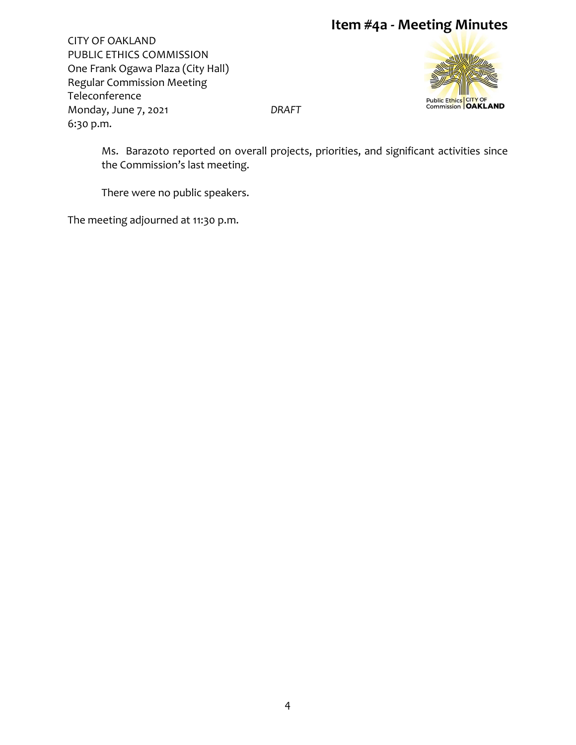Ms. Barazoto reported on overall projects, priorities, and significant activities since the Commission's last meeting.

There were no public speakers.

The meeting adjourned at 11:30 p.m.